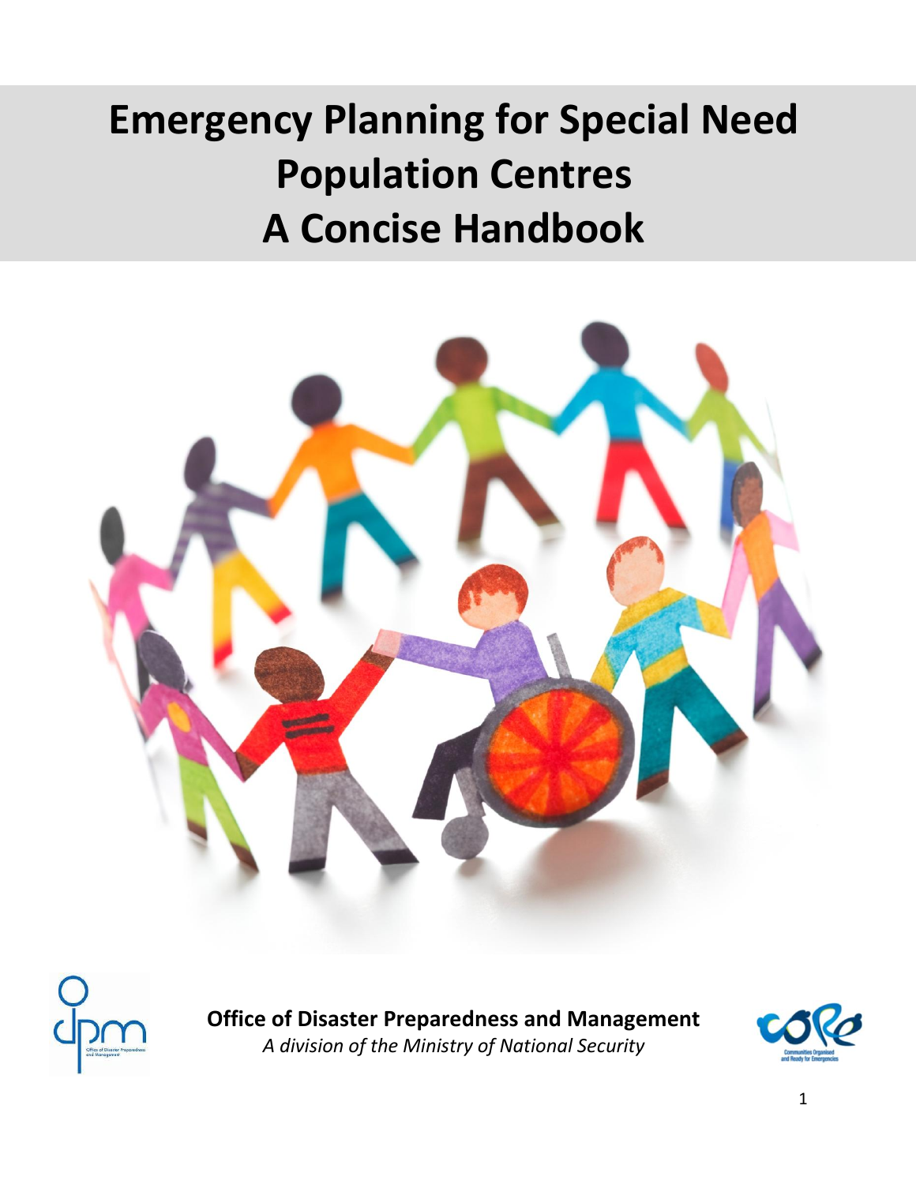# Emergency Planning for Special Need Population Centres
# A Concise Handbook

**Office of Disaster Preparedness and Management**

*A division of the Ministry of National Security*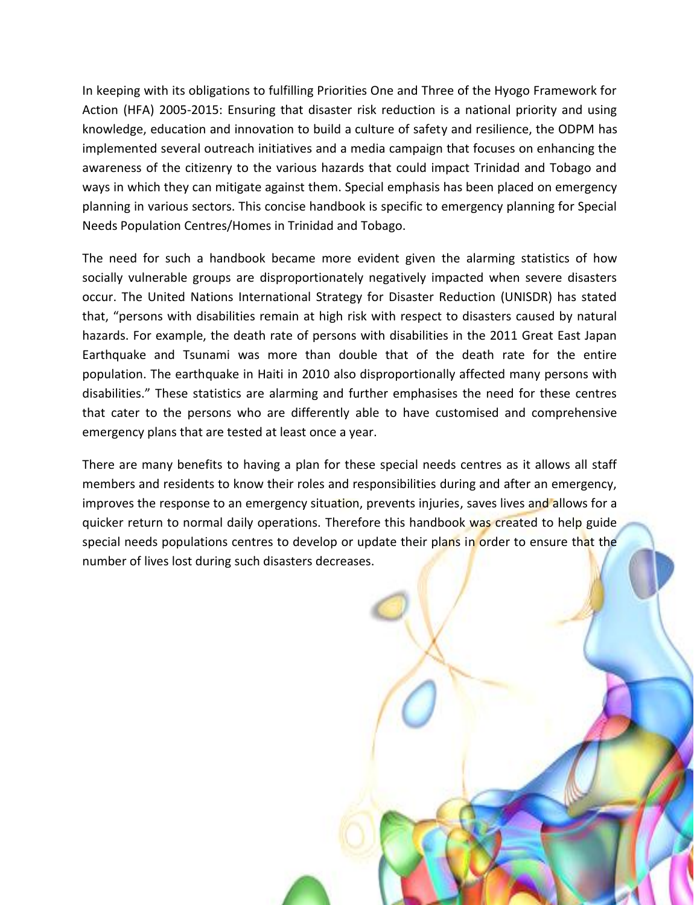In keeping with its obligations to fulfilling Priorities One and Three of the Hyogo Framework for Action (HFA) 2005-2015: Ensuring that disaster risk reduction is a national priority and using knowledge, education and innovation to build a culture of safety and resilience, the ODPM has implemented several outreach initiatives and a media campaign that focuses on enhancing the awareness of the citizenry to the various hazards that could impact Trinidad and Tobago and ways in which they can mitigate against them. Special emphasis has been placed on emergency planning in various sectors. This concise handbook is specific to emergency planning for Special Needs Population Centres/Homes in Trinidad and Tobago.

The need for such a handbook became more evident given the alarming statistics of how socially vulnerable groups are disproportionately negatively impacted when severe disasters occur. The United Nations International Strategy for Disaster Reduction (UNISDR) has stated that, "persons with disabilities remain at high risk with respect to disasters caused by natural hazards. For example, the death rate of persons with disabilities in the 2011 Great East Japan Earthquake and Tsunami was more than double that of the death rate for the entire population. The earthquake in Haiti in 2010 also disproportionally affected many persons with disabilities." These statistics are alarming and further emphasises the need for these centres that cater to the persons who are differently able to have customised and comprehensive emergency plans that are tested at least once a year.

There are many benefits to having a plan for these special needs centres as it allows all staff members and residents to know their roles and responsibilities during and after an emergency, improves the response to an emergency situation, prevents injuries, saves lives and allows for a quicker return to normal daily operations. Therefore this handbook was created to help guide special needs populations centres to develop or update their plans in order to ensure that the number of lives lost during such disasters decreases.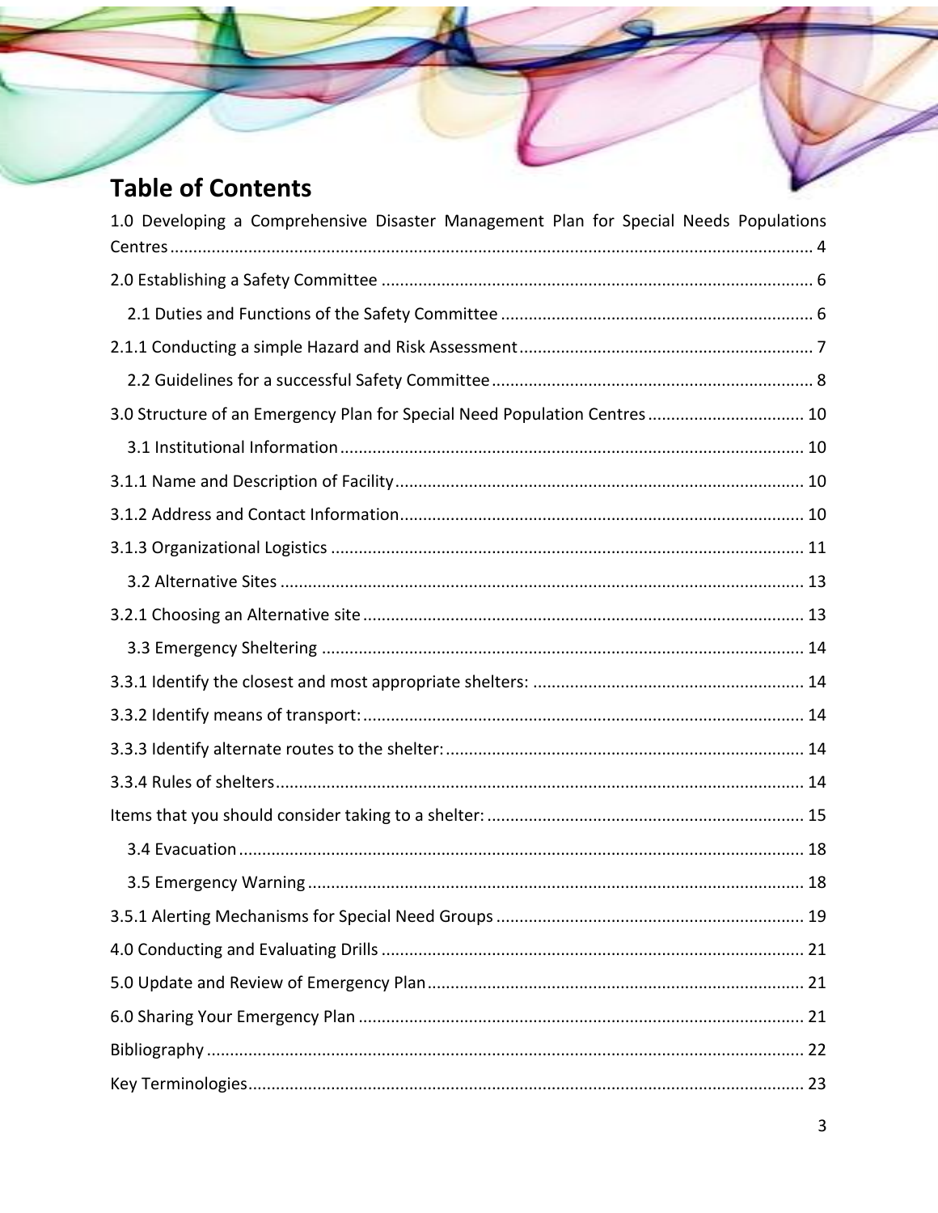# Table of Contents

1.0 Developing a Comprehensive Disaster Management Plan for Special Needs Populations Centres ..... 4

2.0 Establishing a Safety Committee ..... 6

- 2.1 Duties and Functions of the Safety Committee ..... 6

2.1.1 Conducting a simple Hazard and Risk Assessment ..... 7

- 2.2 Guidelines for a successful Safety Committee ..... 8

3.0 Structure of an Emergency Plan for Special Need Population Centres ..... 10

- 3.1 Institutional Information ..... 10

3.1.1 Name and Description of Facility ..... 10

3.1.2 Address and Contact Information ..... 10

3.1.3 Organizational Logistics ..... 11

- 3.2 Alternative Sites ..... 13

3.2.1 Choosing an Alternative site ..... 13

- 3.3 Emergency Sheltering ..... 14

3.3.1 Identify the closest and most appropriate shelters: ..... 14

3.3.2 Identify means of transport: ..... 14

3.3.3 Identify alternate routes to the shelter: ..... 14

3.3.4 Rules of shelters ..... 14

Items that you should consider taking to a shelter: ..... 15

- 3.4 Evacuation ..... 18
- 3.5 Emergency Warning ..... 18

3.5.1 Alerting Mechanisms for Special Need Groups ..... 19

4.0 Conducting and Evaluating Drills ..... 21

5.0 Update and Review of Emergency Plan ..... 21

6.0 Sharing Your Emergency Plan ..... 21

Bibliography ..... 22

Key Terminologies ..... 23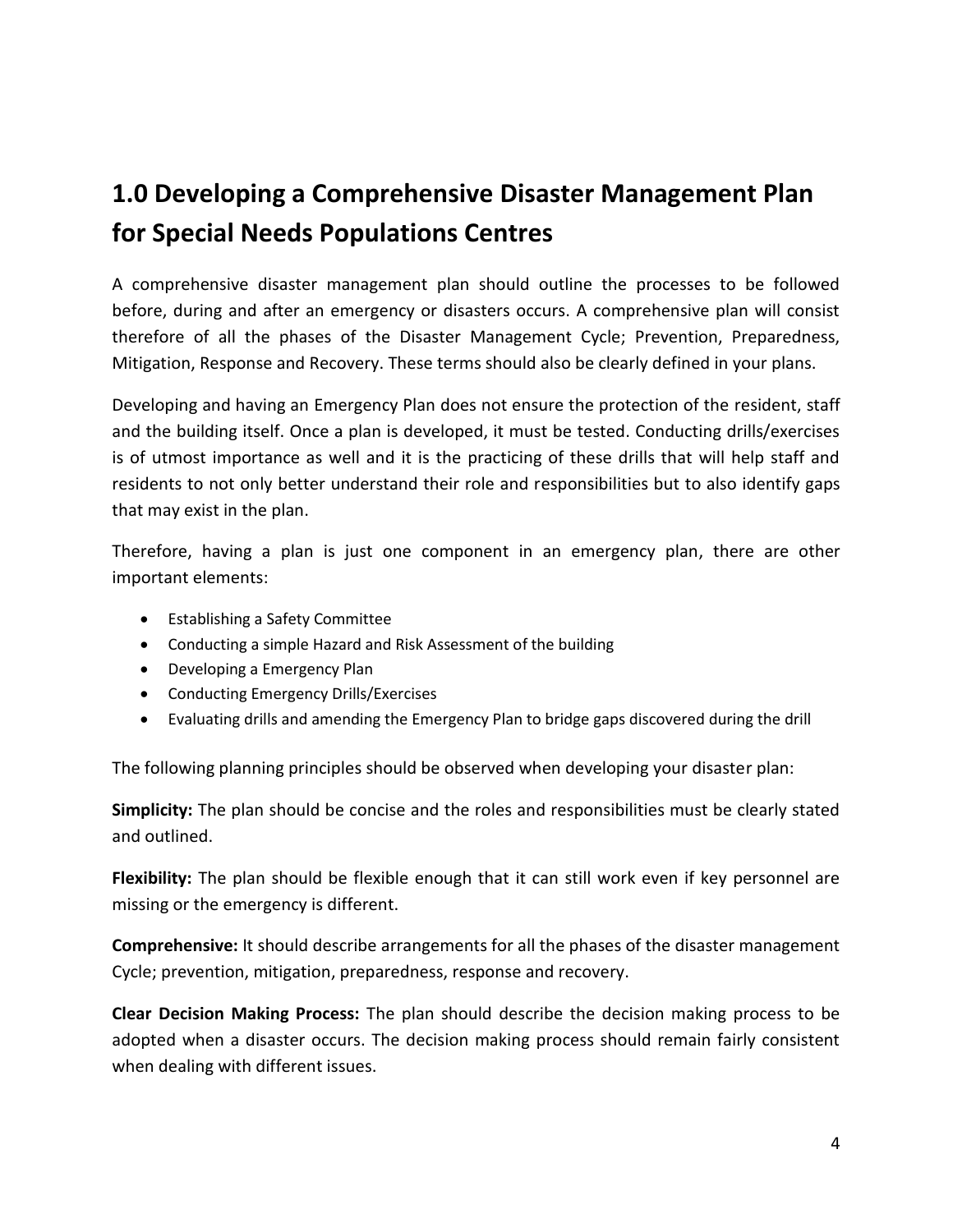## 1.0 Developing a Comprehensive Disaster Management Plan for Special Needs Populations Centres

A comprehensive disaster management plan should outline the processes to be followed before, during and after an emergency or disasters occurs. A comprehensive plan will consist therefore of all the phases of the Disaster Management Cycle; Prevention, Preparedness, Mitigation, Response and Recovery. These terms should also be clearly defined in your plans.

Developing and having an Emergency Plan does not ensure the protection of the resident, staff and the building itself. Once a plan is developed, it must be tested. Conducting drills/exercises is of utmost importance as well and it is the practicing of these drills that will help staff and residents to not only better understand their role and responsibilities but to also identify gaps that may exist in the plan.

Therefore, having a plan is just one component in an emergency plan, there are other important elements:

- Establishing a Safety Committee
- Conducting a simple Hazard and Risk Assessment of the building
- Developing a Emergency Plan
- Conducting Emergency Drills/Exercises
- Evaluating drills and amending the Emergency Plan to bridge gaps discovered during the drill

The following planning principles should be observed when developing your disaster plan:

**Simplicity:** The plan should be concise and the roles and responsibilities must be clearly stated and outlined.

**Flexibility:** The plan should be flexible enough that it can still work even if key personnel are missing or the emergency is different.

**Comprehensive:** It should describe arrangements for all the phases of the disaster management Cycle; prevention, mitigation, preparedness, response and recovery.

**Clear Decision Making Process:** The plan should describe the decision making process to be adopted when a disaster occurs. The decision making process should remain fairly consistent when dealing with different issues.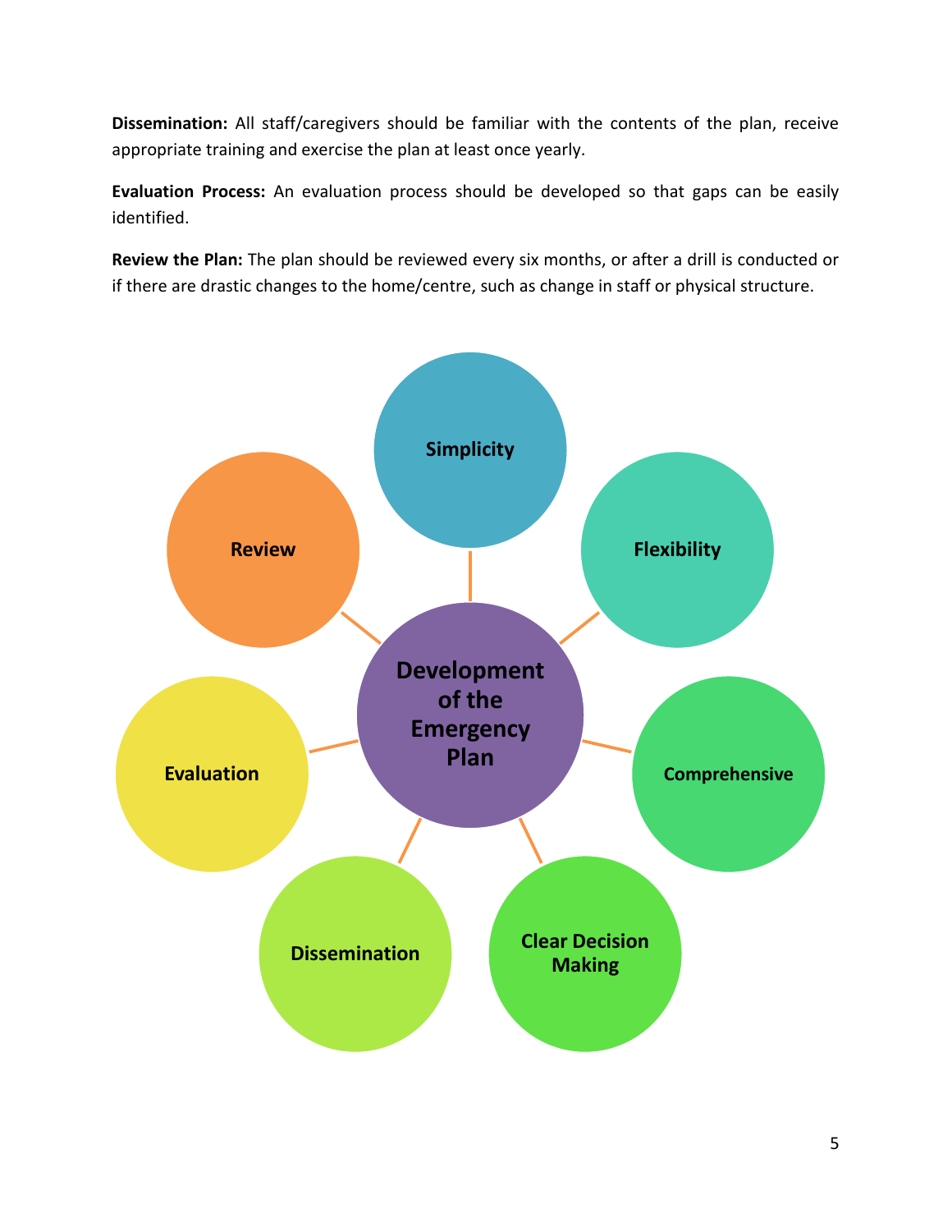**Dissemination:** All staff/caregivers should be familiar with the contents of the plan, receive appropriate training and exercise the plan at least once yearly.

**Evaluation Process:** An evaluation process should be developed so that gaps can be easily identified.

**Review the Plan:** The plan should be reviewed every six months, or after a drill is conducted or if there are drastic changes to the home/centre, such as change in staff or physical structure.

**Development of the Emergency Plan**

- Simplicity
- Flexibility
- Comprehensive
- Clear Decision Making
- Dissemination
- Evaluation
- Review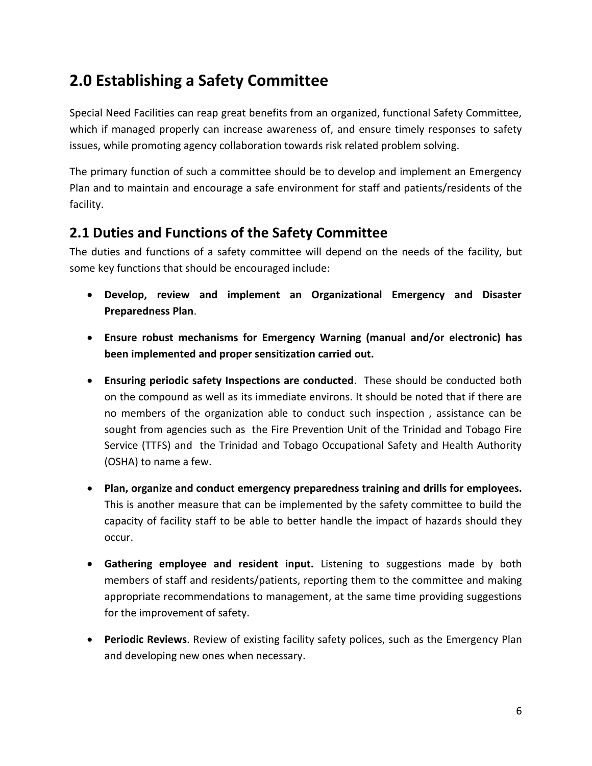# 2.0 Establishing a Safety Committee

Special Need Facilities can reap great benefits from an organized, functional Safety Committee, which if managed properly can increase awareness of, and ensure timely responses to safety issues, while promoting agency collaboration towards risk related problem solving.

The primary function of such a committee should be to develop and implement an Emergency Plan and to maintain and encourage a safe environment for staff and patients/residents of the facility.

## 2.1 Duties and Functions of the Safety Committee

The duties and functions of a safety committee will depend on the needs of the facility, but some key functions that should be encouraged include:

- **Develop, review and implement an Organizational Emergency and Disaster Preparedness Plan**.
- **Ensure robust mechanisms for Emergency Warning (manual and/or electronic) has been implemented and proper sensitization carried out.**
- **Ensuring periodic safety Inspections are conducted**. These should be conducted both on the compound as well as its immediate environs. It should be noted that if there are no members of the organization able to conduct such inspection , assistance can be sought from agencies such as the Fire Prevention Unit of the Trinidad and Tobago Fire Service (TTFS) and the Trinidad and Tobago Occupational Safety and Health Authority (OSHA) to name a few.
- **Plan, organize and conduct emergency preparedness training and drills for employees.** This is another measure that can be implemented by the safety committee to build the capacity of facility staff to be able to better handle the impact of hazards should they occur.
- **Gathering employee and resident input.** Listening to suggestions made by both members of staff and residents/patients, reporting them to the committee and making appropriate recommendations to management, at the same time providing suggestions for the improvement of safety.
- **Periodic Reviews**. Review of existing facility safety polices, such as the Emergency Plan and developing new ones when necessary.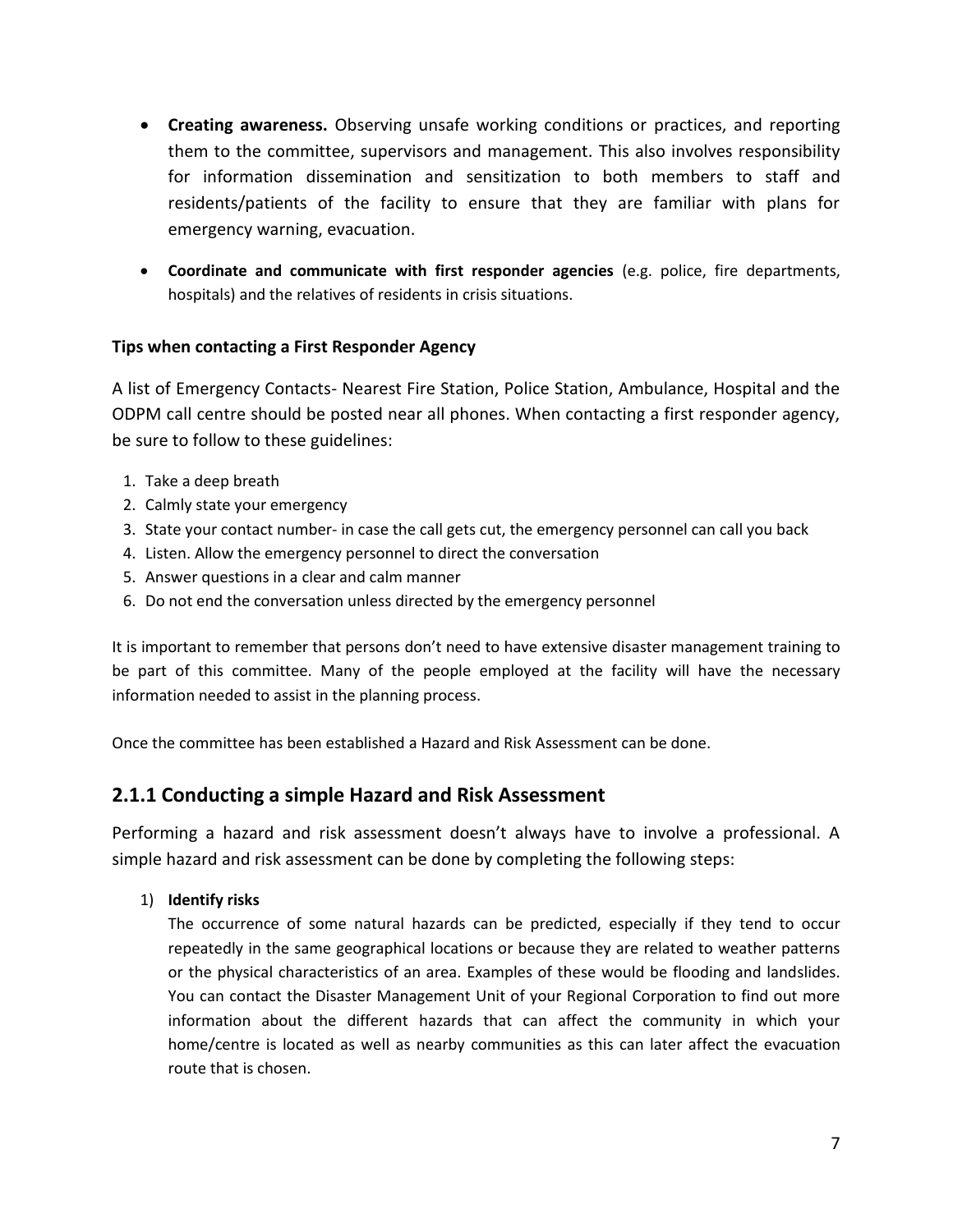- **Creating awareness.** Observing unsafe working conditions or practices, and reporting them to the committee, supervisors and management. This also involves responsibility for information dissemination and sensitization to both members to staff and residents/patients of the facility to ensure that they are familiar with plans for emergency warning, evacuation.
- **Coordinate and communicate with first responder agencies** (e.g. police, fire departments, hospitals) and the relatives of residents in crisis situations.

**Tips when contacting a First Responder Agency**

A list of Emergency Contacts- Nearest Fire Station, Police Station, Ambulance, Hospital and the ODPM call centre should be posted near all phones. When contacting a first responder agency, be sure to follow to these guidelines:

1. Take a deep breath
2. Calmly state your emergency
3. State your contact number- in case the call gets cut, the emergency personnel can call you back
4. Listen. Allow the emergency personnel to direct the conversation
5. Answer questions in a clear and calm manner
6. Do not end the conversation unless directed by the emergency personnel

It is important to remember that persons don't need to have extensive disaster management training to be part of this committee. Many of the people employed at the facility will have the necessary information needed to assist in the planning process.

Once the committee has been established a Hazard and Risk Assessment can be done.

## 2.1.1 Conducting a simple Hazard and Risk Assessment

Performing a hazard and risk assessment doesn't always have to involve a professional. A simple hazard and risk assessment can be done by completing the following steps:

1) **Identify risks**
   The occurrence of some natural hazards can be predicted, especially if they tend to occur repeatedly in the same geographical locations or because they are related to weather patterns or the physical characteristics of an area. Examples of these would be flooding and landslides. You can contact the Disaster Management Unit of your Regional Corporation to find out more information about the different hazards that can affect the community in which your home/centre is located as well as nearby communities as this can later affect the evacuation route that is chosen.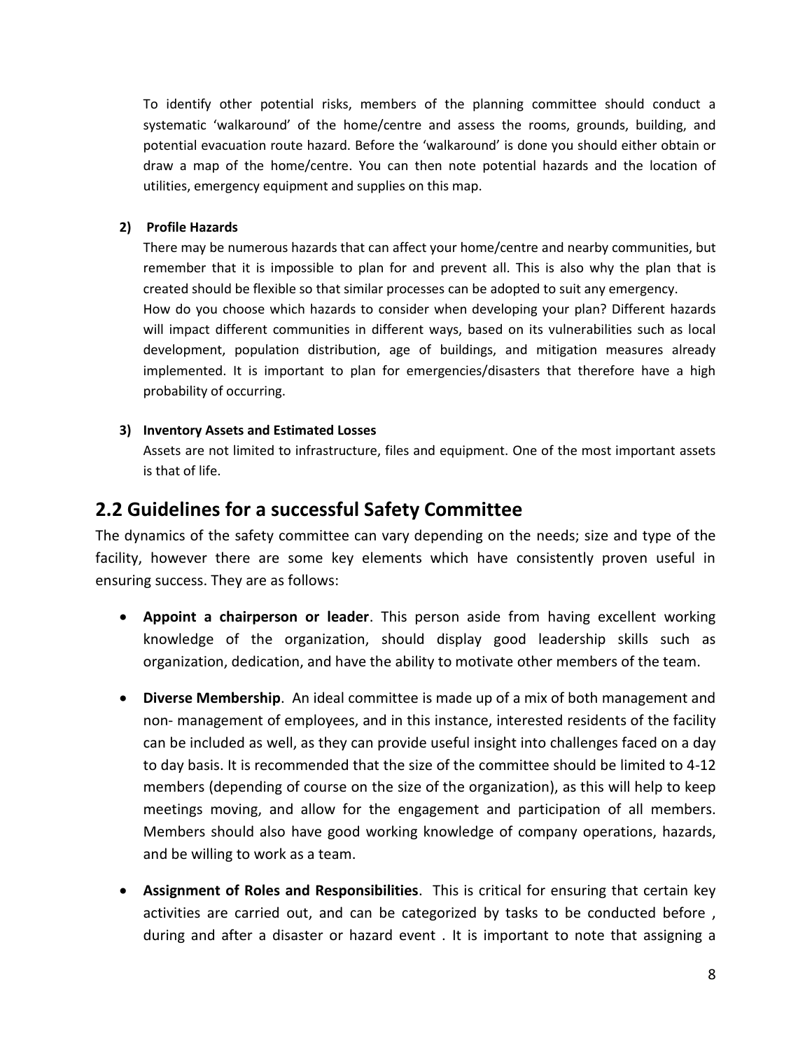To identify other potential risks, members of the planning committee should conduct a systematic 'walkaround' of the home/centre and assess the rooms, grounds, building, and potential evacuation route hazard. Before the 'walkaround' is done you should either obtain or draw a map of the home/centre. You can then note potential hazards and the location of utilities, emergency equipment and supplies on this map.

**2) Profile Hazards**

There may be numerous hazards that can affect your home/centre and nearby communities, but remember that it is impossible to plan for and prevent all. This is also why the plan that is created should be flexible so that similar processes can be adopted to suit any emergency.

How do you choose which hazards to consider when developing your plan? Different hazards will impact different communities in different ways, based on its vulnerabilities such as local development, population distribution, age of buildings, and mitigation measures already implemented. It is important to plan for emergencies/disasters that therefore have a high probability of occurring.

**3) Inventory Assets and Estimated Losses**

Assets are not limited to infrastructure, files and equipment. One of the most important assets is that of life.

## 2.2 Guidelines for a successful Safety Committee

The dynamics of the safety committee can vary depending on the needs; size and type of the facility, however there are some key elements which have consistently proven useful in ensuring success. They are as follows:

- **Appoint a chairperson or leader**. This person aside from having excellent working knowledge of the organization, should display good leadership skills such as organization, dedication, and have the ability to motivate other members of the team.

- **Diverse Membership**. An ideal committee is made up of a mix of both management and non- management of employees, and in this instance, interested residents of the facility can be included as well, as they can provide useful insight into challenges faced on a day to day basis. It is recommended that the size of the committee should be limited to 4-12 members (depending of course on the size of the organization), as this will help to keep meetings moving, and allow for the engagement and participation of all members. Members should also have good working knowledge of company operations, hazards, and be willing to work as a team.

- **Assignment of Roles and Responsibilities**. This is critical for ensuring that certain key activities are carried out, and can be categorized by tasks to be conducted before , during and after a disaster or hazard event . It is important to note that assigning a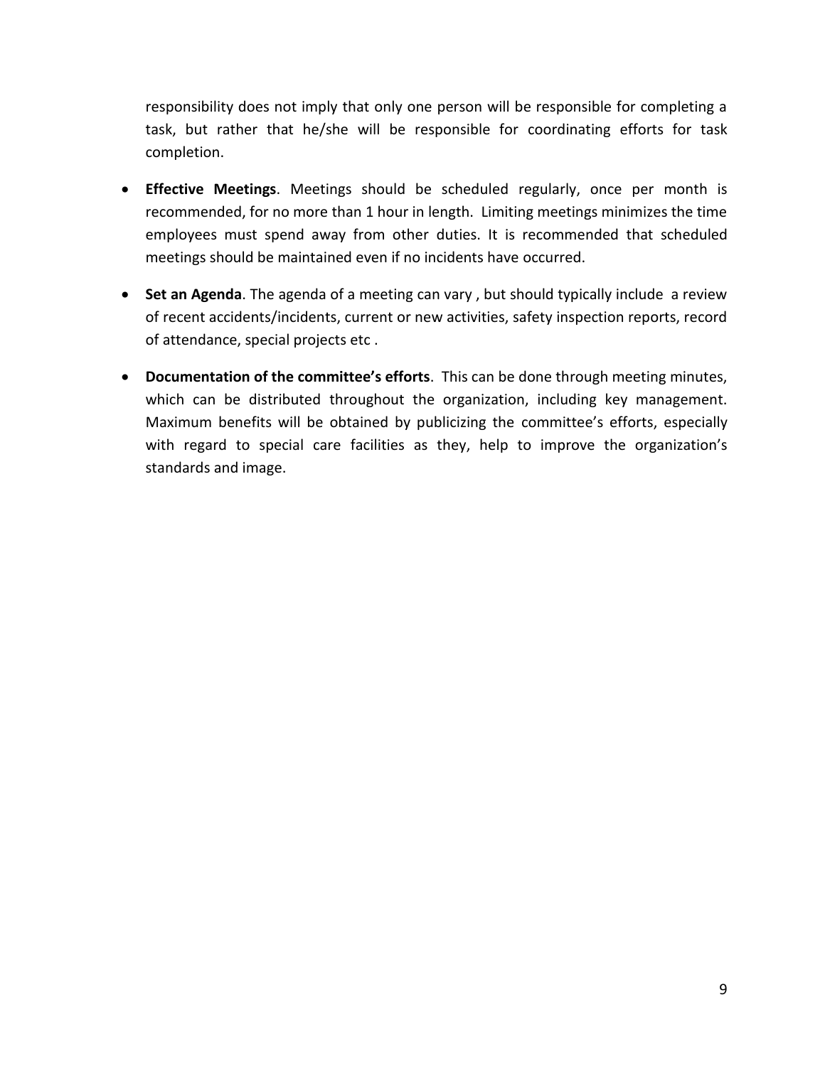responsibility does not imply that only one person will be responsible for completing a task, but rather that he/she will be responsible for coordinating efforts for task completion.

- **Effective Meetings**. Meetings should be scheduled regularly, once per month is recommended, for no more than 1 hour in length. Limiting meetings minimizes the time employees must spend away from other duties. It is recommended that scheduled meetings should be maintained even if no incidents have occurred.
- **Set an Agenda**. The agenda of a meeting can vary , but should typically include a review of recent accidents/incidents, current or new activities, safety inspection reports, record of attendance, special projects etc .
- **Documentation of the committee's efforts**. This can be done through meeting minutes, which can be distributed throughout the organization, including key management. Maximum benefits will be obtained by publicizing the committee's efforts, especially with regard to special care facilities as they, help to improve the organization's standards and image.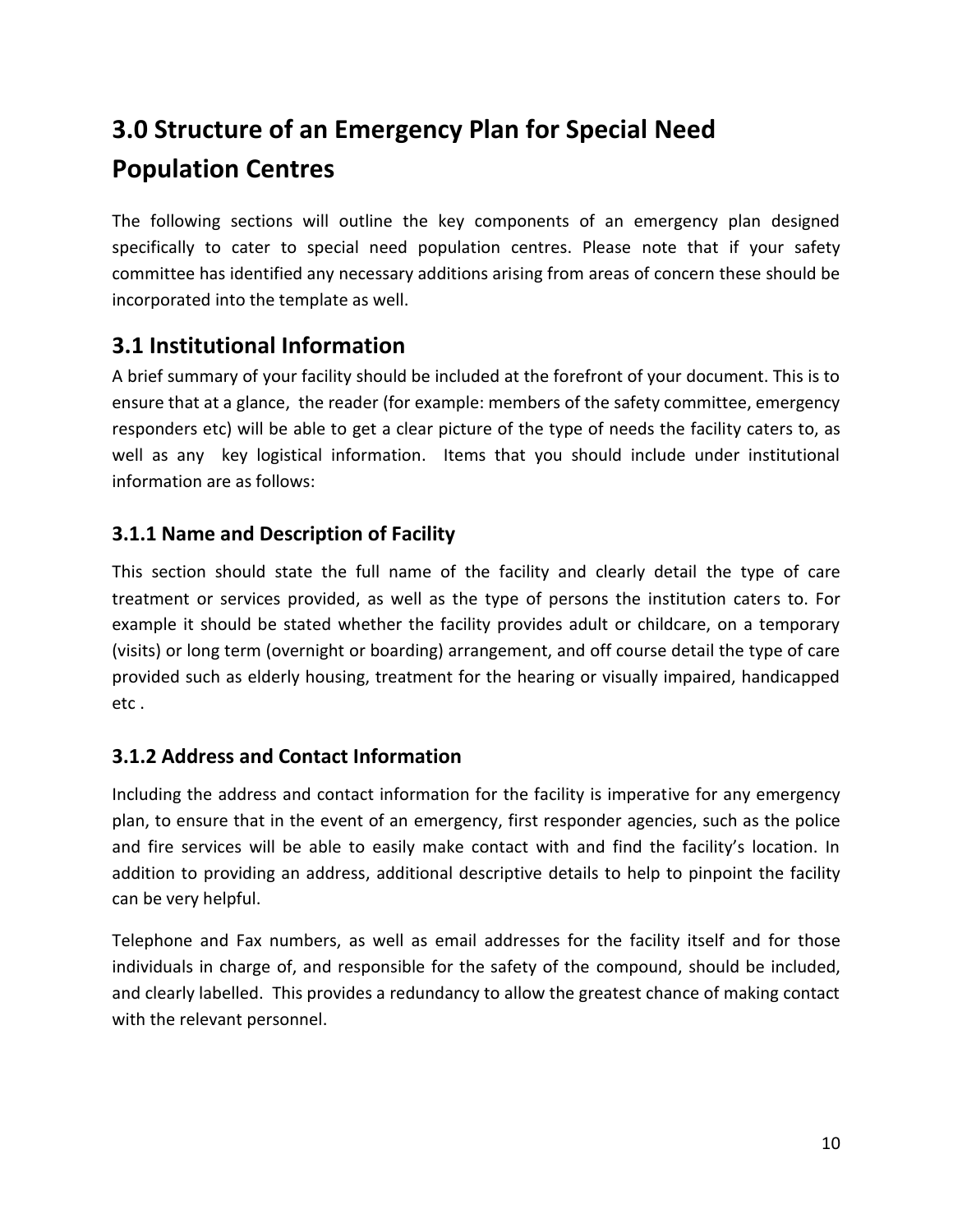# 3.0 Structure of an Emergency Plan for Special Need Population Centres

The following sections will outline the key components of an emergency plan designed specifically to cater to special need population centres. Please note that if your safety committee has identified any necessary additions arising from areas of concern these should be incorporated into the template as well.

## 3.1 Institutional Information

A brief summary of your facility should be included at the forefront of your document. This is to ensure that at a glance, the reader (for example: members of the safety committee, emergency responders etc) will be able to get a clear picture of the type of needs the facility caters to, as well as any key logistical information. Items that you should include under institutional information are as follows:

### 3.1.1 Name and Description of Facility

This section should state the full name of the facility and clearly detail the type of care treatment or services provided, as well as the type of persons the institution caters to. For example it should be stated whether the facility provides adult or childcare, on a temporary (visits) or long term (overnight or boarding) arrangement, and off course detail the type of care provided such as elderly housing, treatment for the hearing or visually impaired, handicapped etc .

### 3.1.2 Address and Contact Information

Including the address and contact information for the facility is imperative for any emergency plan, to ensure that in the event of an emergency, first responder agencies, such as the police and fire services will be able to easily make contact with and find the facility's location. In addition to providing an address, additional descriptive details to help to pinpoint the facility can be very helpful.

Telephone and Fax numbers, as well as email addresses for the facility itself and for those individuals in charge of, and responsible for the safety of the compound, should be included, and clearly labelled. This provides a redundancy to allow the greatest chance of making contact with the relevant personnel.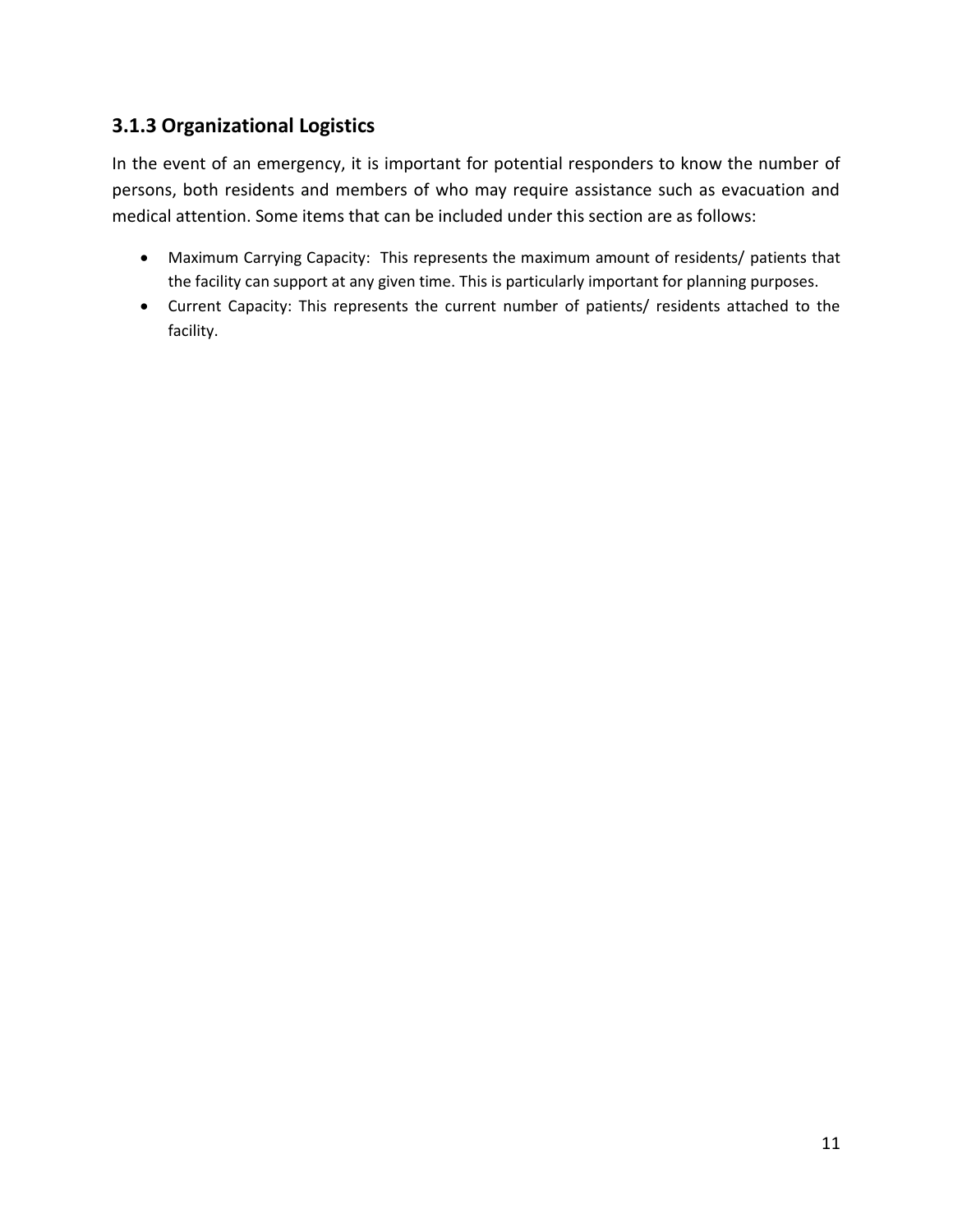### 3.1.3 Organizational Logistics

In the event of an emergency, it is important for potential responders to know the number of persons, both residents and members of who may require assistance such as evacuation and medical attention. Some items that can be included under this section are as follows:

- Maximum Carrying Capacity: This represents the maximum amount of residents/ patients that the facility can support at any given time. This is particularly important for planning purposes.
- Current Capacity: This represents the current number of patients/ residents attached to the facility.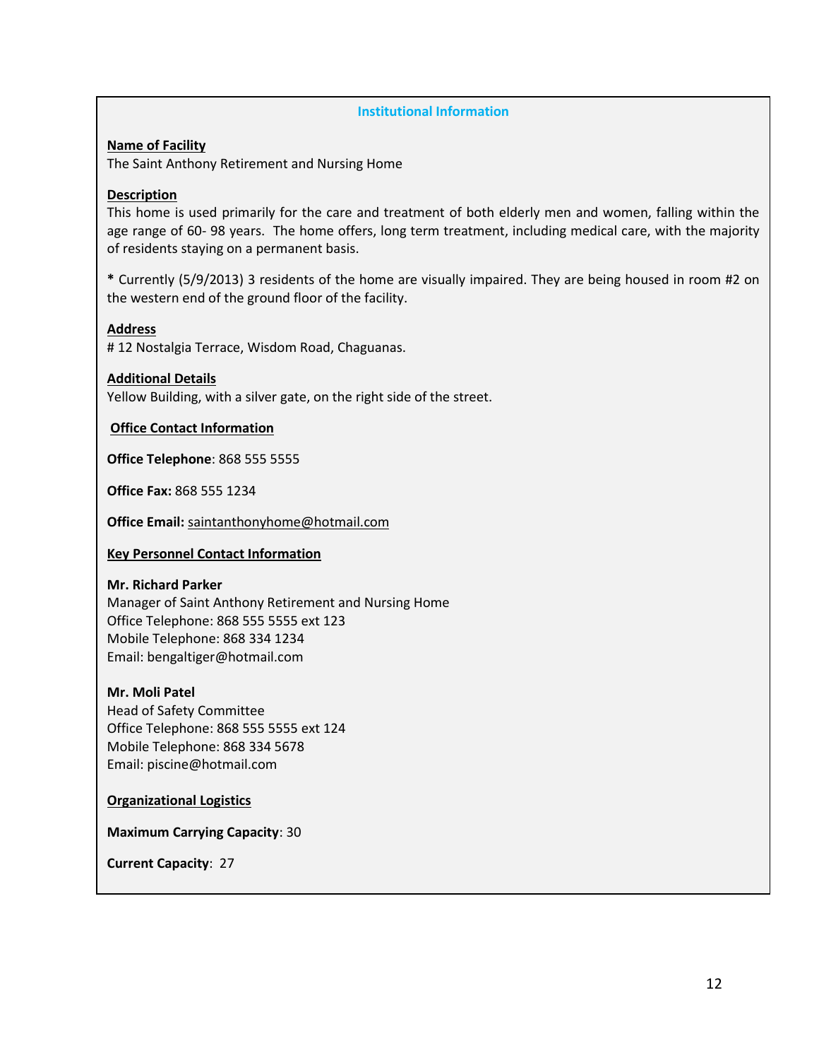## Institutional Information

**Name of Facility**

The Saint Anthony Retirement and Nursing Home

**Description**

This home is used primarily for the care and treatment of both elderly men and women, falling within the age range of 60- 98 years. The home offers, long term treatment, including medical care, with the majority of residents staying on a permanent basis.

**\*** Currently (5/9/2013) 3 residents of the home are visually impaired. They are being housed in room #2 on the western end of the ground floor of the facility.

**Address**

# 12 Nostalgia Terrace, Wisdom Road, Chaguanas.

**Additional Details**

Yellow Building, with a silver gate, on the right side of the street.

**Office Contact Information**

**Office Telephone**: 868 555 5555

**Office Fax:** 868 555 1234

**Office Email:** saintanthonyhome@hotmail.com

**Key Personnel Contact Information**

**Mr. Richard Parker**
Manager of Saint Anthony Retirement and Nursing Home
Office Telephone: 868 555 5555 ext 123
Mobile Telephone: 868 334 1234
Email: bengaltiger@hotmail.com

**Mr. Moli Patel**
Head of Safety Committee
Office Telephone: 868 555 5555 ext 124
Mobile Telephone: 868 334 5678
Email: piscine@hotmail.com

**Organizational Logistics**

**Maximum Carrying Capacity**: 30

**Current Capacity**: 27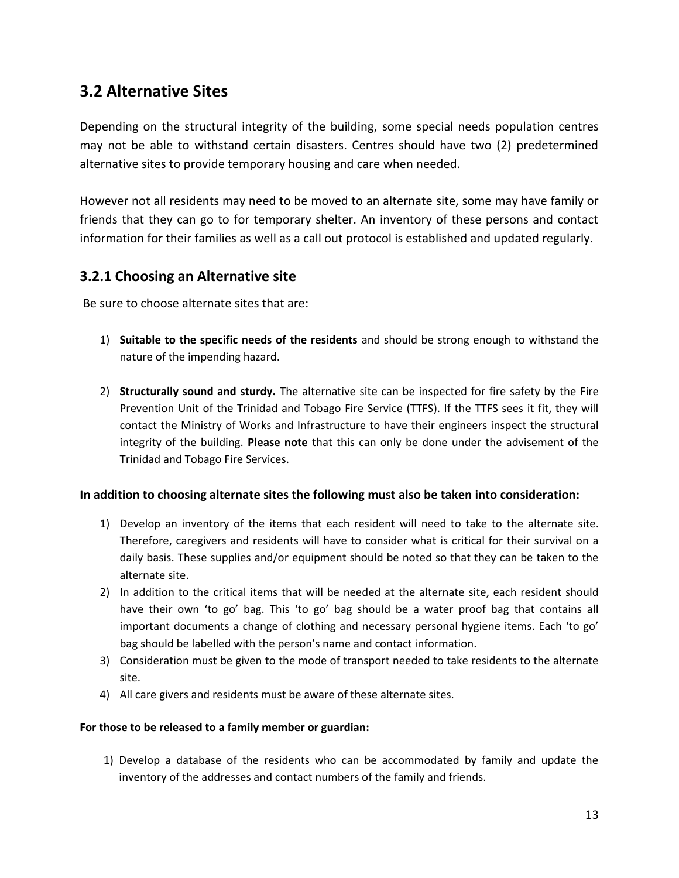## 3.2 Alternative Sites

Depending on the structural integrity of the building, some special needs population centres may not be able to withstand certain disasters. Centres should have two (2) predetermined alternative sites to provide temporary housing and care when needed.

However not all residents may need to be moved to an alternate site, some may have family or friends that they can go to for temporary shelter. An inventory of these persons and contact information for their families as well as a call out protocol is established and updated regularly.

### 3.2.1 Choosing an Alternative site

Be sure to choose alternate sites that are:

1) **Suitable to the specific needs of the residents** and should be strong enough to withstand the nature of the impending hazard.

2) **Structurally sound and sturdy.** The alternative site can be inspected for fire safety by the Fire Prevention Unit of the Trinidad and Tobago Fire Service (TTFS). If the TTFS sees it fit, they will contact the Ministry of Works and Infrastructure to have their engineers inspect the structural integrity of the building. **Please note** that this can only be done under the advisement of the Trinidad and Tobago Fire Services.

#### In addition to choosing alternate sites the following must also be taken into consideration:

1) Develop an inventory of the items that each resident will need to take to the alternate site. Therefore, caregivers and residents will have to consider what is critical for their survival on a daily basis. These supplies and/or equipment should be noted so that they can be taken to the alternate site.
2) In addition to the critical items that will be needed at the alternate site, each resident should have their own 'to go' bag. This 'to go' bag should be a water proof bag that contains all important documents a change of clothing and necessary personal hygiene items. Each 'to go' bag should be labelled with the person's name and contact information.
3) Consideration must be given to the mode of transport needed to take residents to the alternate site.
4) All care givers and residents must be aware of these alternate sites.

**For those to be released to a family member or guardian:**

1) Develop a database of the residents who can be accommodated by family and update the inventory of the addresses and contact numbers of the family and friends.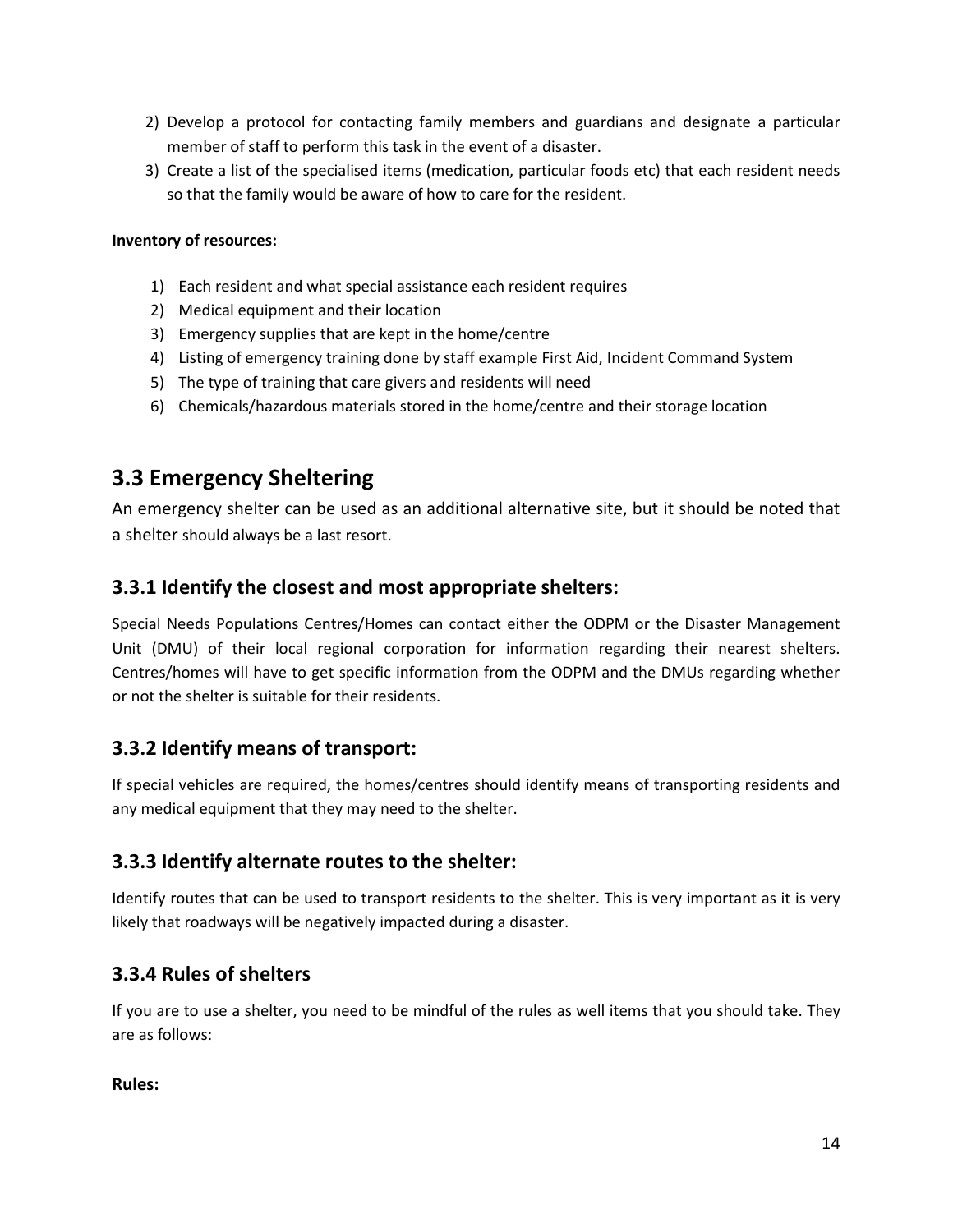2) Develop a protocol for contacting family members and guardians and designate a particular member of staff to perform this task in the event of a disaster.
3) Create a list of the specialised items (medication, particular foods etc) that each resident needs so that the family would be aware of how to care for the resident.

**Inventory of resources:**

1) Each resident and what special assistance each resident requires
2) Medical equipment and their location
3) Emergency supplies that are kept in the home/centre
4) Listing of emergency training done by staff example First Aid, Incident Command System
5) The type of training that care givers and residents will need
6) Chemicals/hazardous materials stored in the home/centre and their storage location

## 3.3 Emergency Sheltering

An emergency shelter can be used as an additional alternative site, but it should be noted that a shelter should always be a last resort.

### 3.3.1 Identify the closest and most appropriate shelters:

Special Needs Populations Centres/Homes can contact either the ODPM or the Disaster Management Unit (DMU) of their local regional corporation for information regarding their nearest shelters. Centres/homes will have to get specific information from the ODPM and the DMUs regarding whether or not the shelter is suitable for their residents.

### 3.3.2 Identify means of transport:

If special vehicles are required, the homes/centres should identify means of transporting residents and any medical equipment that they may need to the shelter.

### 3.3.3 Identify alternate routes to the shelter:

Identify routes that can be used to transport residents to the shelter. This is very important as it is very likely that roadways will be negatively impacted during a disaster.

### 3.3.4 Rules of shelters

If you are to use a shelter, you need to be mindful of the rules as well items that you should take. They are as follows:

**Rules:**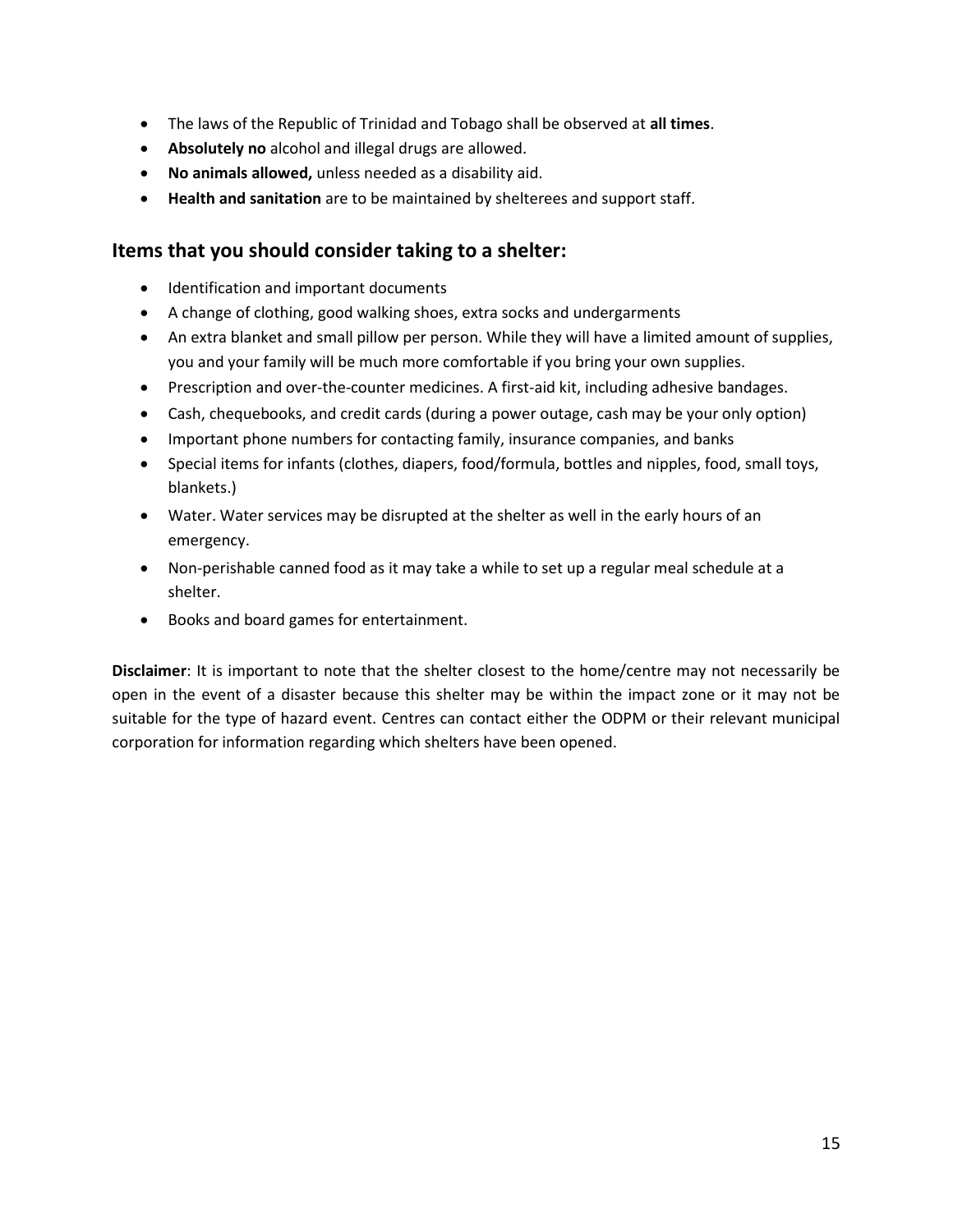- The laws of the Republic of Trinidad and Tobago shall be observed at **all times**.
- **Absolutely no** alcohol and illegal drugs are allowed.
- **No animals allowed,** unless needed as a disability aid.
- **Health and sanitation** are to be maintained by shelterees and support staff.

## Items that you should consider taking to a shelter:

- Identification and important documents
- A change of clothing, good walking shoes, extra socks and undergarments
- An extra blanket and small pillow per person. While they will have a limited amount of supplies, you and your family will be much more comfortable if you bring your own supplies.
- Prescription and over-the-counter medicines. A first-aid kit, including adhesive bandages.
- Cash, chequebooks, and credit cards (during a power outage, cash may be your only option)
- Important phone numbers for contacting family, insurance companies, and banks
- Special items for infants (clothes, diapers, food/formula, bottles and nipples, food, small toys, blankets.)
- Water. Water services may be disrupted at the shelter as well in the early hours of an emergency.
- Non-perishable canned food as it may take a while to set up a regular meal schedule at a shelter.
- Books and board games for entertainment.

**Disclaimer**: It is important to note that the shelter closest to the home/centre may not necessarily be open in the event of a disaster because this shelter may be within the impact zone or it may not be suitable for the type of hazard event. Centres can contact either the ODPM or their relevant municipal corporation for information regarding which shelters have been opened.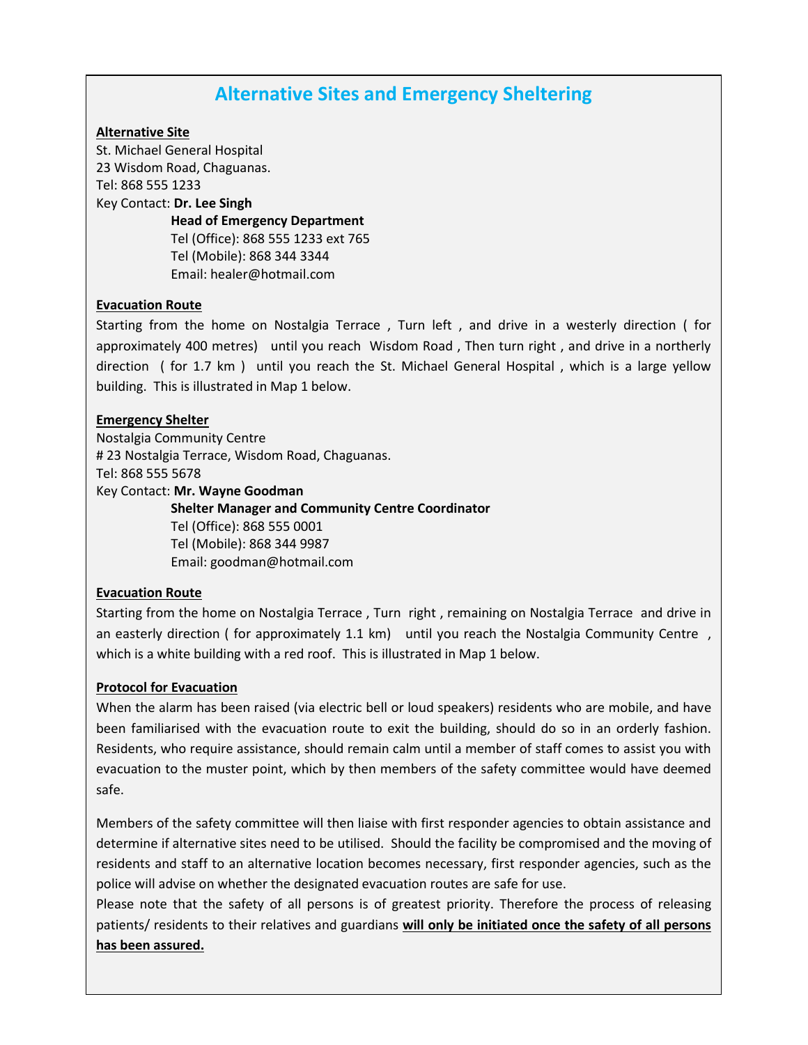# Alternative Sites and Emergency Sheltering

**Alternative Site**

St. Michael General Hospital
23 Wisdom Road, Chaguanas.
Tel: 868 555 1233
Key Contact: **Dr. Lee Singh**
**Head of Emergency Department**
Tel (Office): 868 555 1233 ext 765
Tel (Mobile): 868 344 3344
Email: healer@hotmail.com

**Evacuation Route**

Starting from the home on Nostalgia Terrace , Turn left , and drive in a westerly direction ( for approximately 400 metres) until you reach Wisdom Road , Then turn right , and drive in a northerly direction ( for 1.7 km ) until you reach the St. Michael General Hospital , which is a large yellow building. This is illustrated in Map 1 below.

**Emergency Shelter**

Nostalgia Community Centre
# 23 Nostalgia Terrace, Wisdom Road, Chaguanas.
Tel: 868 555 5678
Key Contact: **Mr. Wayne Goodman**
**Shelter Manager and Community Centre Coordinator**
Tel (Office): 868 555 0001
Tel (Mobile): 868 344 9987
Email: goodman@hotmail.com

**Evacuation Route**

Starting from the home on Nostalgia Terrace , Turn right , remaining on Nostalgia Terrace and drive in an easterly direction ( for approximately 1.1 km) until you reach the Nostalgia Community Centre , which is a white building with a red roof. This is illustrated in Map 1 below.

**Protocol for Evacuation**

When the alarm has been raised (via electric bell or loud speakers) residents who are mobile, and have been familiarised with the evacuation route to exit the building, should do so in an orderly fashion. Residents, who require assistance, should remain calm until a member of staff comes to assist you with evacuation to the muster point, which by then members of the safety committee would have deemed safe.

Members of the safety committee will then liaise with first responder agencies to obtain assistance and determine if alternative sites need to be utilised. Should the facility be compromised and the moving of residents and staff to an alternative location becomes necessary, first responder agencies, such as the police will advise on whether the designated evacuation routes are safe for use.

Please note that the safety of all persons is of greatest priority. Therefore the process of releasing patients/ residents to their relatives and guardians **will only be initiated once the safety of all persons has been assured.**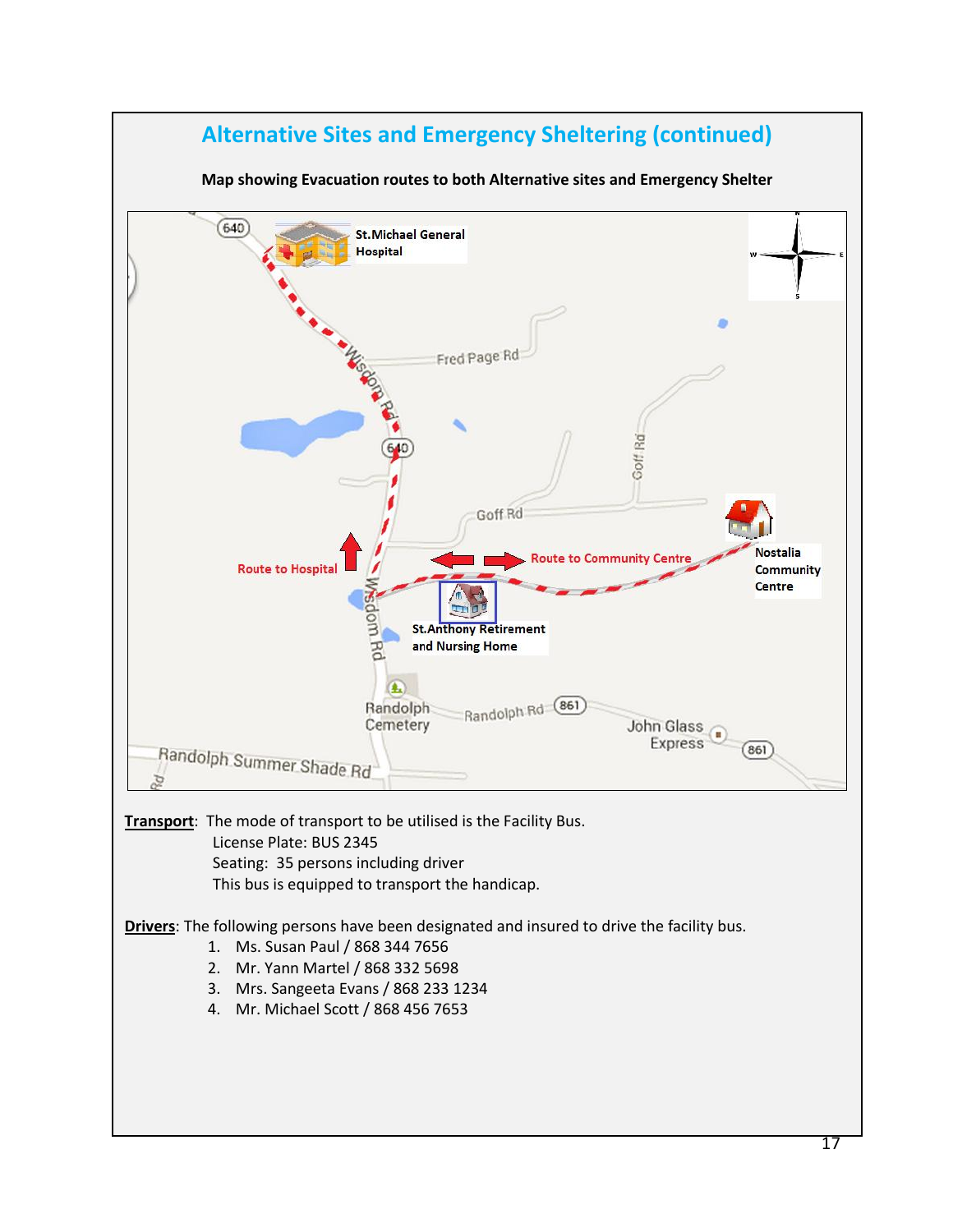# Alternative Sites and Emergency Sheltering (continued)

**Map showing Evacuation routes to both Alternative sites and Emergency Shelter**

**Transport**: The mode of transport to be utilised is the Facility Bus.

License Plate: BUS 2345

Seating: 35 persons including driver

This bus is equipped to transport the handicap.

**Drivers**: The following persons have been designated and insured to drive the facility bus.

1. Ms. Susan Paul / 868 344 7656
2. Mr. Yann Martel / 868 332 5698
3. Mrs. Sangeeta Evans / 868 233 1234
4. Mr. Michael Scott / 868 456 7653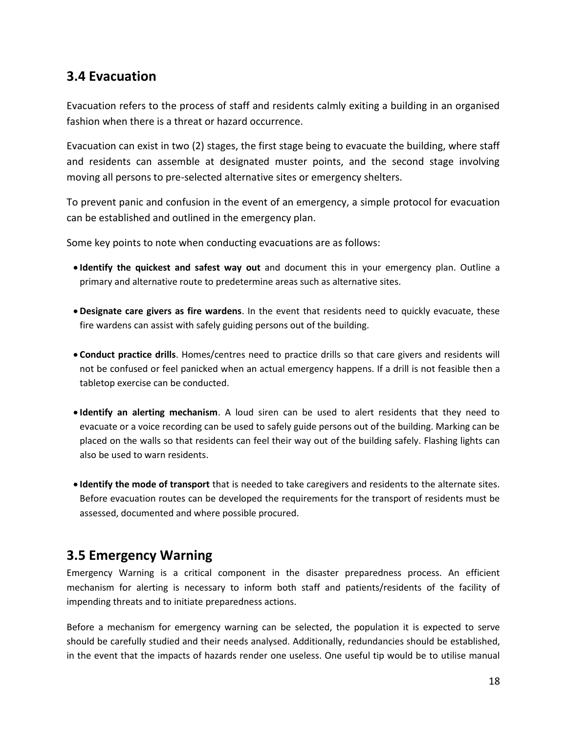## 3.4 Evacuation

Evacuation refers to the process of staff and residents calmly exiting a building in an organised fashion when there is a threat or hazard occurrence.

Evacuation can exist in two (2) stages, the first stage being to evacuate the building, where staff and residents can assemble at designated muster points, and the second stage involving moving all persons to pre-selected alternative sites or emergency shelters.

To prevent panic and confusion in the event of an emergency, a simple protocol for evacuation can be established and outlined in the emergency plan.

Some key points to note when conducting evacuations are as follows:

- **Identify the quickest and safest way out** and document this in your emergency plan. Outline a primary and alternative route to predetermine areas such as alternative sites.
- **Designate care givers as fire wardens**. In the event that residents need to quickly evacuate, these fire wardens can assist with safely guiding persons out of the building.
- **Conduct practice drills**. Homes/centres need to practice drills so that care givers and residents will not be confused or feel panicked when an actual emergency happens. If a drill is not feasible then a tabletop exercise can be conducted.
- **Identify an alerting mechanism**. A loud siren can be used to alert residents that they need to evacuate or a voice recording can be used to safely guide persons out of the building. Marking can be placed on the walls so that residents can feel their way out of the building safely. Flashing lights can also be used to warn residents.
- **Identify the mode of transport** that is needed to take caregivers and residents to the alternate sites. Before evacuation routes can be developed the requirements for the transport of residents must be assessed, documented and where possible procured.

## 3.5 Emergency Warning

Emergency Warning is a critical component in the disaster preparedness process. An efficient mechanism for alerting is necessary to inform both staff and patients/residents of the facility of impending threats and to initiate preparedness actions.

Before a mechanism for emergency warning can be selected, the population it is expected to serve should be carefully studied and their needs analysed. Additionally, redundancies should be established, in the event that the impacts of hazards render one useless. One useful tip would be to utilise manual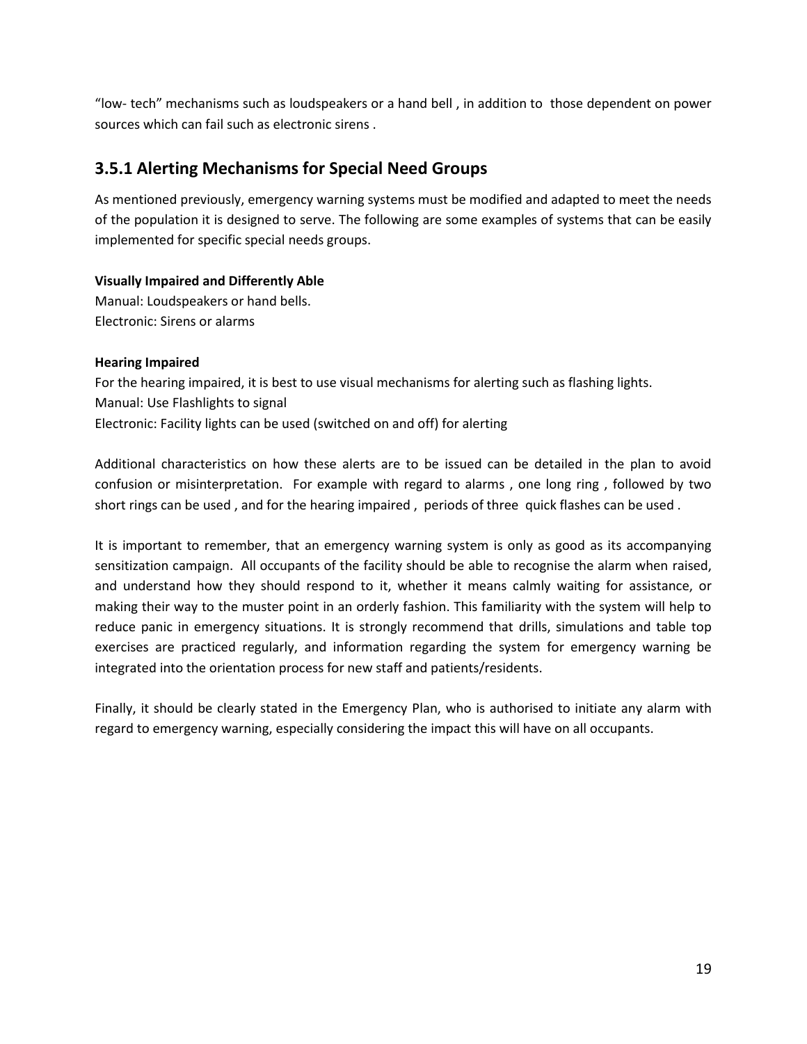"low- tech" mechanisms such as loudspeakers or a hand bell , in addition to those dependent on power sources which can fail such as electronic sirens .

## 3.5.1 Alerting Mechanisms for Special Need Groups

As mentioned previously, emergency warning systems must be modified and adapted to meet the needs of the population it is designed to serve. The following are some examples of systems that can be easily implemented for specific special needs groups.

**Visually Impaired and Differently Able**
Manual: Loudspeakers or hand bells.
Electronic: Sirens or alarms

**Hearing Impaired**
For the hearing impaired, it is best to use visual mechanisms for alerting such as flashing lights.
Manual: Use Flashlights to signal
Electronic: Facility lights can be used (switched on and off) for alerting

Additional characteristics on how these alerts are to be issued can be detailed in the plan to avoid confusion or misinterpretation. For example with regard to alarms , one long ring , followed by two short rings can be used , and for the hearing impaired , periods of three quick flashes can be used .

It is important to remember, that an emergency warning system is only as good as its accompanying sensitization campaign. All occupants of the facility should be able to recognise the alarm when raised, and understand how they should respond to it, whether it means calmly waiting for assistance, or making their way to the muster point in an orderly fashion. This familiarity with the system will help to reduce panic in emergency situations. It is strongly recommend that drills, simulations and table top exercises are practiced regularly, and information regarding the system for emergency warning be integrated into the orientation process for new staff and patients/residents.

Finally, it should be clearly stated in the Emergency Plan, who is authorised to initiate any alarm with regard to emergency warning, especially considering the impact this will have on all occupants.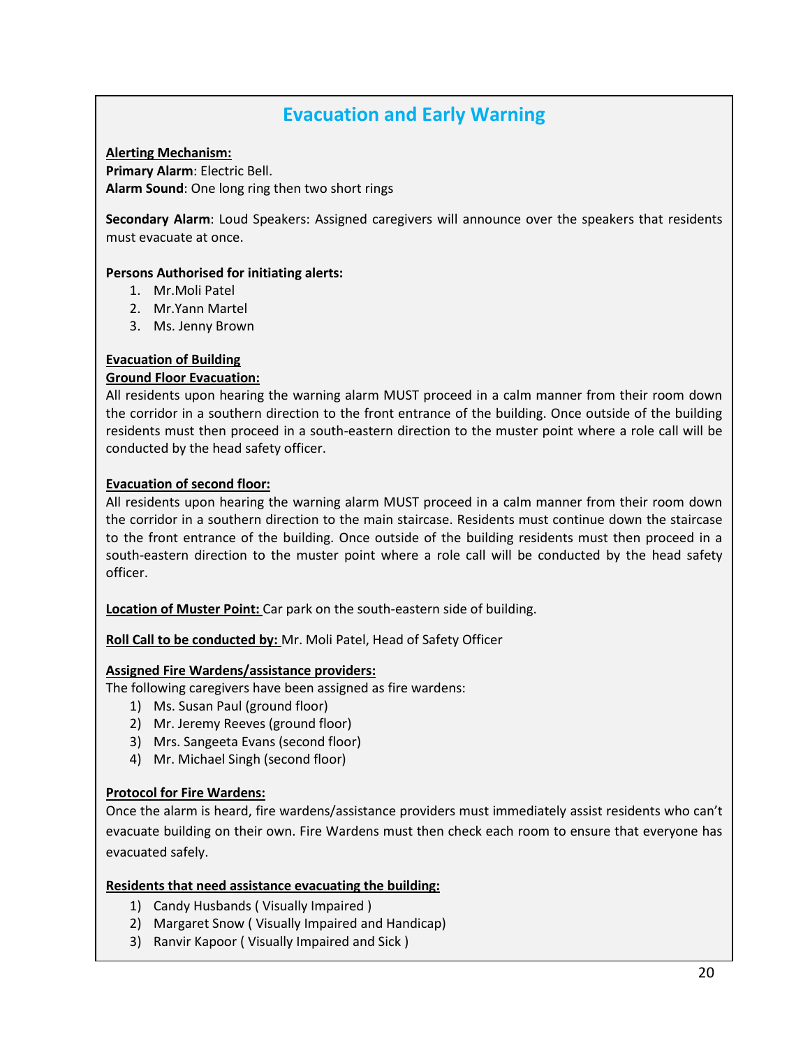## Evacuation and Early Warning

**Alerting Mechanism:**
**Primary Alarm**: Electric Bell.
**Alarm Sound**: One long ring then two short rings

**Secondary Alarm**: Loud Speakers: Assigned caregivers will announce over the speakers that residents must evacuate at once.

**Persons Authorised for initiating alerts:**

1. Mr.Moli Patel
2. Mr.Yann Martel
3. Ms. Jenny Brown

**Evacuation of Building**
**Ground Floor Evacuation:**
All residents upon hearing the warning alarm MUST proceed in a calm manner from their room down the corridor in a southern direction to the front entrance of the building. Once outside of the building residents must then proceed in a south-eastern direction to the muster point where a role call will be conducted by the head safety officer.

**Evacuation of second floor:**
All residents upon hearing the warning alarm MUST proceed in a calm manner from their room down the corridor in a southern direction to the main staircase. Residents must continue down the staircase to the front entrance of the building. Once outside of the building residents must then proceed in a south-eastern direction to the muster point where a role call will be conducted by the head safety officer.

**Location of Muster Point:** Car park on the south-eastern side of building.

**Roll Call to be conducted by:** Mr. Moli Patel, Head of Safety Officer

**Assigned Fire Wardens/assistance providers:**
The following caregivers have been assigned as fire wardens:

1) Ms. Susan Paul (ground floor)
2) Mr. Jeremy Reeves (ground floor)
3) Mrs. Sangeeta Evans (second floor)
4) Mr. Michael Singh (second floor)

**Protocol for Fire Wardens:**
Once the alarm is heard, fire wardens/assistance providers must immediately assist residents who can't evacuate building on their own. Fire Wardens must then check each room to ensure that everyone has evacuated safely.

**Residents that need assistance evacuating the building:**

1) Candy Husbands ( Visually Impaired )
2) Margaret Snow ( Visually Impaired and Handicap)
3) Ranvir Kapoor ( Visually Impaired and Sick )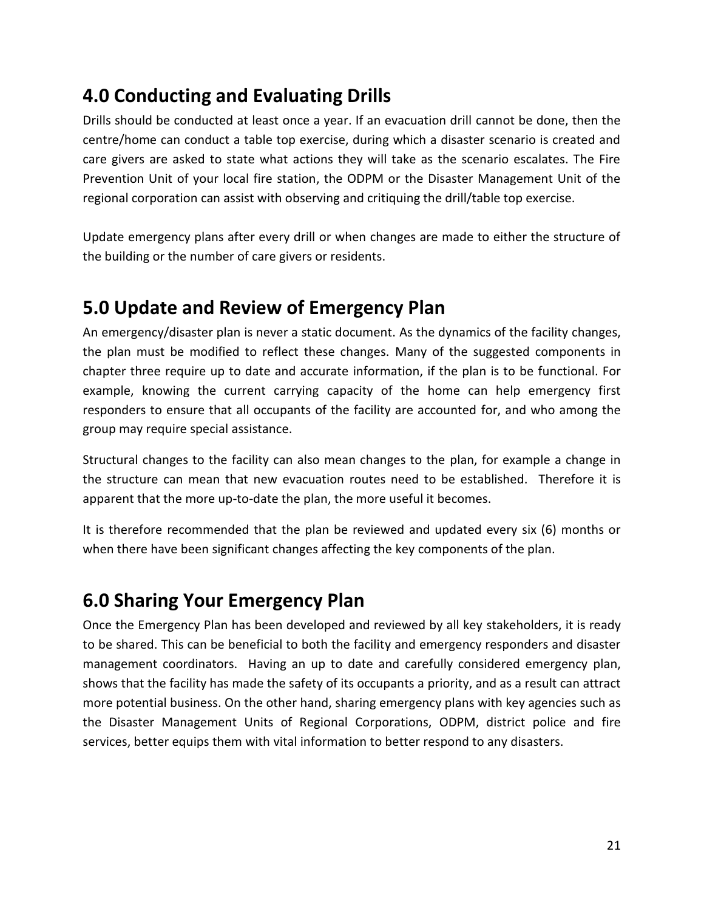## 4.0 Conducting and Evaluating Drills

Drills should be conducted at least once a year. If an evacuation drill cannot be done, then the centre/home can conduct a table top exercise, during which a disaster scenario is created and care givers are asked to state what actions they will take as the scenario escalates. The Fire Prevention Unit of your local fire station, the ODPM or the Disaster Management Unit of the regional corporation can assist with observing and critiquing the drill/table top exercise.

Update emergency plans after every drill or when changes are made to either the structure of the building or the number of care givers or residents.

## 5.0 Update and Review of Emergency Plan

An emergency/disaster plan is never a static document. As the dynamics of the facility changes, the plan must be modified to reflect these changes. Many of the suggested components in chapter three require up to date and accurate information, if the plan is to be functional. For example, knowing the current carrying capacity of the home can help emergency first responders to ensure that all occupants of the facility are accounted for, and who among the group may require special assistance.

Structural changes to the facility can also mean changes to the plan, for example a change in the structure can mean that new evacuation routes need to be established. Therefore it is apparent that the more up-to-date the plan, the more useful it becomes.

It is therefore recommended that the plan be reviewed and updated every six (6) months or when there have been significant changes affecting the key components of the plan.

## 6.0 Sharing Your Emergency Plan

Once the Emergency Plan has been developed and reviewed by all key stakeholders, it is ready to be shared. This can be beneficial to both the facility and emergency responders and disaster management coordinators. Having an up to date and carefully considered emergency plan, shows that the facility has made the safety of its occupants a priority, and as a result can attract more potential business. On the other hand, sharing emergency plans with key agencies such as the Disaster Management Units of Regional Corporations, ODPM, district police and fire services, better equips them with vital information to better respond to any disasters.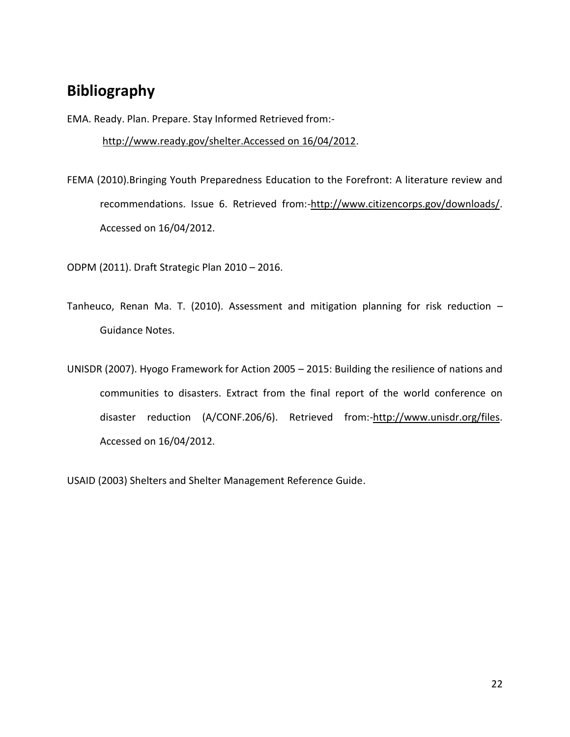## Bibliography

EMA. Ready. Plan. Prepare. Stay Informed Retrieved from:- http://www.ready.gov/shelter.Accessed on 16/04/2012.

FEMA (2010).Bringing Youth Preparedness Education to the Forefront: A literature review and recommendations. Issue 6. Retrieved from:-http://www.citizencorps.gov/downloads/. Accessed on 16/04/2012.

ODPM (2011). Draft Strategic Plan 2010 – 2016.

Tanheuco, Renan Ma. T. (2010). Assessment and mitigation planning for risk reduction – Guidance Notes.

UNISDR (2007). Hyogo Framework for Action 2005 – 2015: Building the resilience of nations and communities to disasters. Extract from the final report of the world conference on disaster reduction (A/CONF.206/6). Retrieved from:-http://www.unisdr.org/files. Accessed on 16/04/2012.

USAID (2003) Shelters and Shelter Management Reference Guide.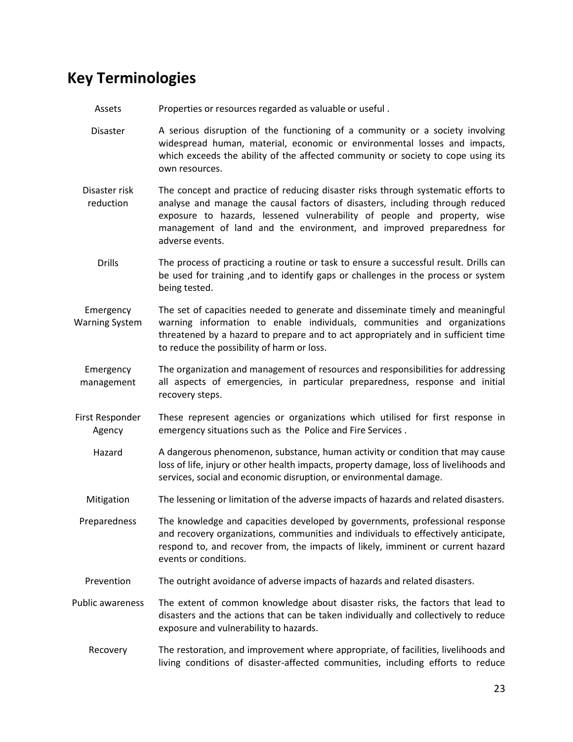## Key Terminologies

| Term | Definition |
|---|---|
| Assets | Properties or resources regarded as valuable or useful . |
| Disaster | A serious disruption of the functioning of a community or a society involving widespread human, material, economic or environmental losses and impacts, which exceeds the ability of the affected community or society to cope using its own resources. |
| Disaster risk reduction | The concept and practice of reducing disaster risks through systematic efforts to analyse and manage the causal factors of disasters, including through reduced exposure to hazards, lessened vulnerability of people and property, wise management of land and the environment, and improved preparedness for adverse events. |
| Drills | The process of practicing a routine or task to ensure a successful result. Drills can be used for training ,and to identify gaps or challenges in the process or system being tested. |
| Emergency Warning System | The set of capacities needed to generate and disseminate timely and meaningful warning information to enable individuals, communities and organizations threatened by a hazard to prepare and to act appropriately and in sufficient time to reduce the possibility of harm or loss. |
| Emergency management | The organization and management of resources and responsibilities for addressing all aspects of emergencies, in particular preparedness, response and initial recovery steps. |
| First Responder Agency | These represent agencies or organizations which utilised for first response in emergency situations such as the Police and Fire Services . |
| Hazard | A dangerous phenomenon, substance, human activity or condition that may cause loss of life, injury or other health impacts, property damage, loss of livelihoods and services, social and economic disruption, or environmental damage. |
| Mitigation | The lessening or limitation of the adverse impacts of hazards and related disasters. |
| Preparedness | The knowledge and capacities developed by governments, professional response and recovery organizations, communities and individuals to effectively anticipate, respond to, and recover from, the impacts of likely, imminent or current hazard events or conditions. |
| Prevention | The outright avoidance of adverse impacts of hazards and related disasters. |
| Public awareness | The extent of common knowledge about disaster risks, the factors that lead to disasters and the actions that can be taken individually and collectively to reduce exposure and vulnerability to hazards. |
| Recovery | The restoration, and improvement where appropriate, of facilities, livelihoods and living conditions of disaster-affected communities, including efforts to reduce |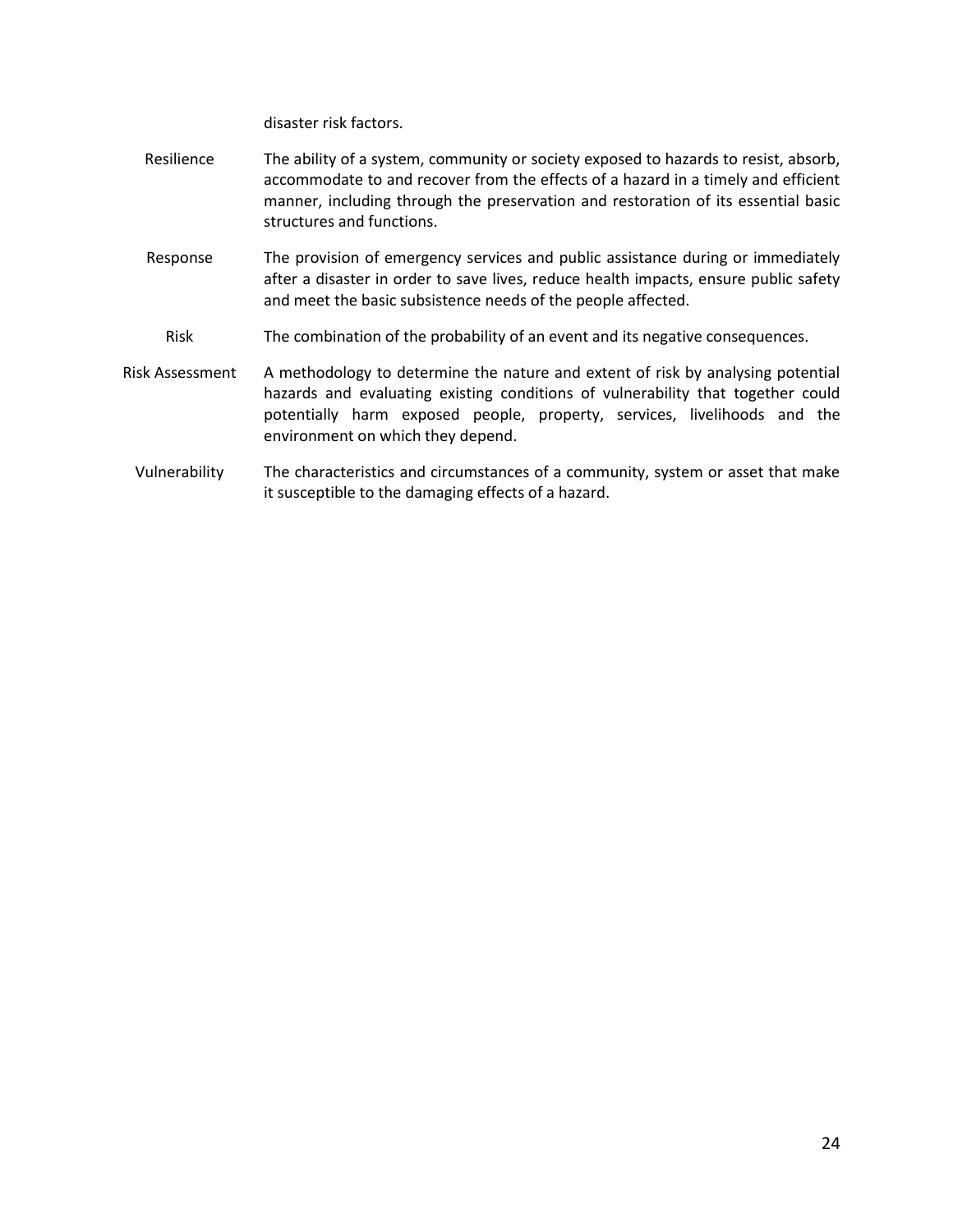| | |
|---|---|
| | disaster risk factors. |
| Resilience | The ability of a system, community or society exposed to hazards to resist, absorb, accommodate to and recover from the effects of a hazard in a timely and efficient manner, including through the preservation and restoration of its essential basic structures and functions. |
| Response | The provision of emergency services and public assistance during or immediately after a disaster in order to save lives, reduce health impacts, ensure public safety and meet the basic subsistence needs of the people affected. |
| Risk | The combination of the probability of an event and its negative consequences. |
| Risk Assessment | A methodology to determine the nature and extent of risk by analysing potential hazards and evaluating existing conditions of vulnerability that together could potentially harm exposed people, property, services, livelihoods and the environment on which they depend. |
| Vulnerability | The characteristics and circumstances of a community, system or asset that make it susceptible to the damaging effects of a hazard. |